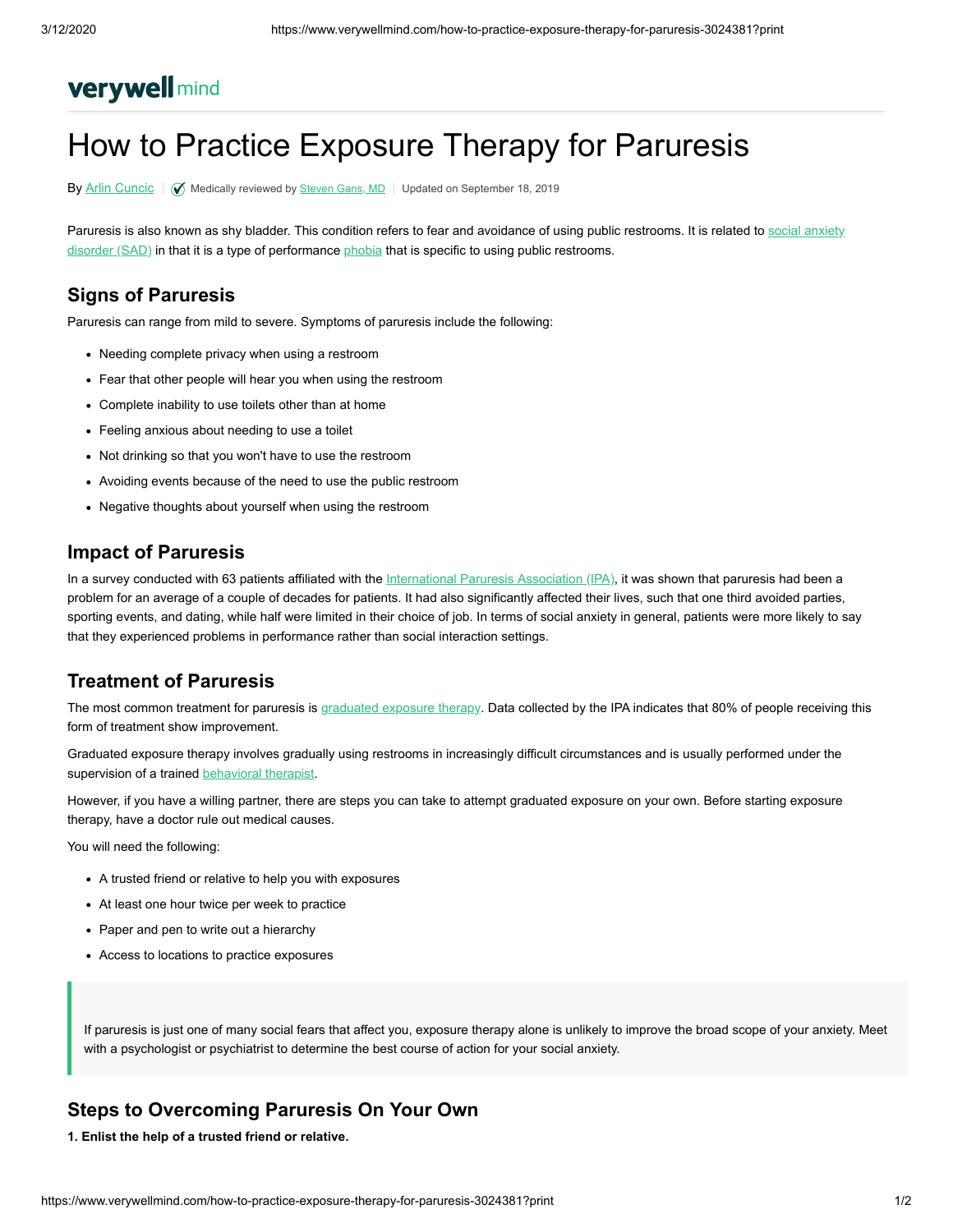verywell mind

# How to Practice Exposure Therapy for Paruresis

By Arlin Cuncic | Medically reviewed by Steven Gans, MD | Updated on September 18, 2019

Paruresis is also known as shy bladder. This condition refers to fear and avoidance of using public restrooms. It is related to social anxiety disorder (SAD) in that it is a type of performance phobia that is specific to using public restrooms.

## Signs of Paruresis

Paruresis can range from mild to severe. Symptoms of paruresis include the following:

- Needing complete privacy when using a restroom
- Fear that other people will hear you when using the restroom
- Complete inability to use toilets other than at home
- Feeling anxious about needing to use a toilet
- Not drinking so that you won't have to use the restroom
- Avoiding events because of the need to use the public restroom
- Negative thoughts about yourself when using the restroom

## Impact of Paruresis

In a survey conducted with 63 patients affiliated with the International Paruresis Association (IPA), it was shown that paruresis had been a problem for an average of a couple of decades for patients. It had also significantly affected their lives, such that one third avoided parties, sporting events, and dating, while half were limited in their choice of job. In terms of social anxiety in general, patients were more likely to say that they experienced problems in performance rather than social interaction settings.

## Treatment of Paruresis

The most common treatment for paruresis is graduated exposure therapy. Data collected by the IPA indicates that 80% of people receiving this form of treatment show improvement.

Graduated exposure therapy involves gradually using restrooms in increasingly difficult circumstances and is usually performed under the supervision of a trained behavioral therapist.

However, if you have a willing partner, there are steps you can take to attempt graduated exposure on your own. Before starting exposure therapy, have a doctor rule out medical causes.

You will need the following:

- A trusted friend or relative to help you with exposures
- At least one hour twice per week to practice
- Paper and pen to write out a hierarchy
- Access to locations to practice exposures

> If paruresis is just one of many social fears that affect you, exposure therapy alone is unlikely to improve the broad scope of your anxiety. Meet with a psychologist or psychiatrist to determine the best course of action for your social anxiety.

## Steps to Overcoming Paruresis On Your Own

**1. Enlist the help of a trusted friend or relative.**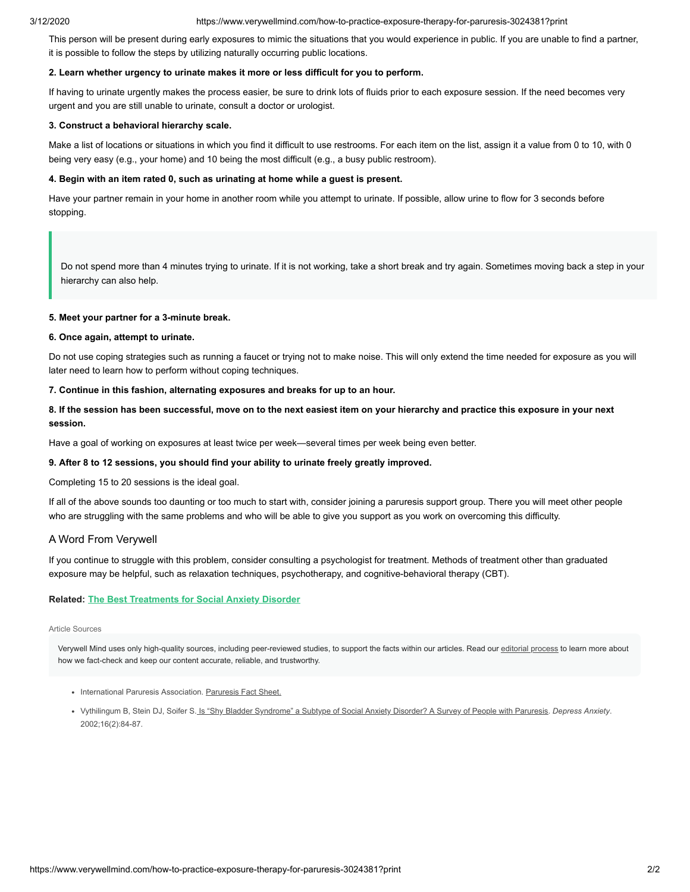This person will be present during early exposures to mimic the situations that you would experience in public. If you are unable to find a partner, it is possible to follow the steps by utilizing naturally occurring public locations.

**2. Learn whether urgency to urinate makes it more or less difficult for you to perform.**

If having to urinate urgently makes the process easier, be sure to drink lots of fluids prior to each exposure session. If the need becomes very urgent and you are still unable to urinate, consult a doctor or urologist.

**3. Construct a behavioral hierarchy scale.**

Make a list of locations or situations in which you find it difficult to use restrooms. For each item on the list, assign it a value from 0 to 10, with 0 being very easy (e.g., your home) and 10 being the most difficult (e.g., a busy public restroom).

**4. Begin with an item rated 0, such as urinating at home while a guest is present.**

Have your partner remain in your home in another room while you attempt to urinate. If possible, allow urine to flow for 3 seconds before stopping.

> Do not spend more than 4 minutes trying to urinate. If it is not working, take a short break and try again. Sometimes moving back a step in your hierarchy can also help.

**5. Meet your partner for a 3-minute break.**

**6. Once again, attempt to urinate.**

Do not use coping strategies such as running a faucet or trying not to make noise. This will only extend the time needed for exposure as you will later need to learn how to perform without coping techniques.

**7. Continue in this fashion, alternating exposures and breaks for up to an hour.**

**8. If the session has been successful, move on to the next easiest item on your hierarchy and practice this exposure in your next session.**

Have a goal of working on exposures at least twice per week—several times per week being even better.

**9. After 8 to 12 sessions, you should find your ability to urinate freely greatly improved.**

Completing 15 to 20 sessions is the ideal goal.

If all of the above sounds too daunting or too much to start with, consider joining a paruresis support group. There you will meet other people who are struggling with the same problems and who will be able to give you support as you work on overcoming this difficulty.

## A Word From Verywell

If you continue to struggle with this problem, consider consulting a psychologist for treatment. Methods of treatment other than graduated exposure may be helpful, such as relaxation techniques, psychotherapy, and cognitive-behavioral therapy (CBT).

**Related: The Best Treatments for Social Anxiety Disorder**

Article Sources

Verywell Mind uses only high-quality sources, including peer-reviewed studies, to support the facts within our articles. Read our editorial process to learn more about how we fact-check and keep our content accurate, reliable, and trustworthy.

- International Paruresis Association. Paruresis Fact Sheet.
- Vythilingum B, Stein DJ, Soifer S. Is "Shy Bladder Syndrome" a Subtype of Social Anxiety Disorder? A Survey of People with Paruresis. *Depress Anxiety*. 2002;16(2):84-87.